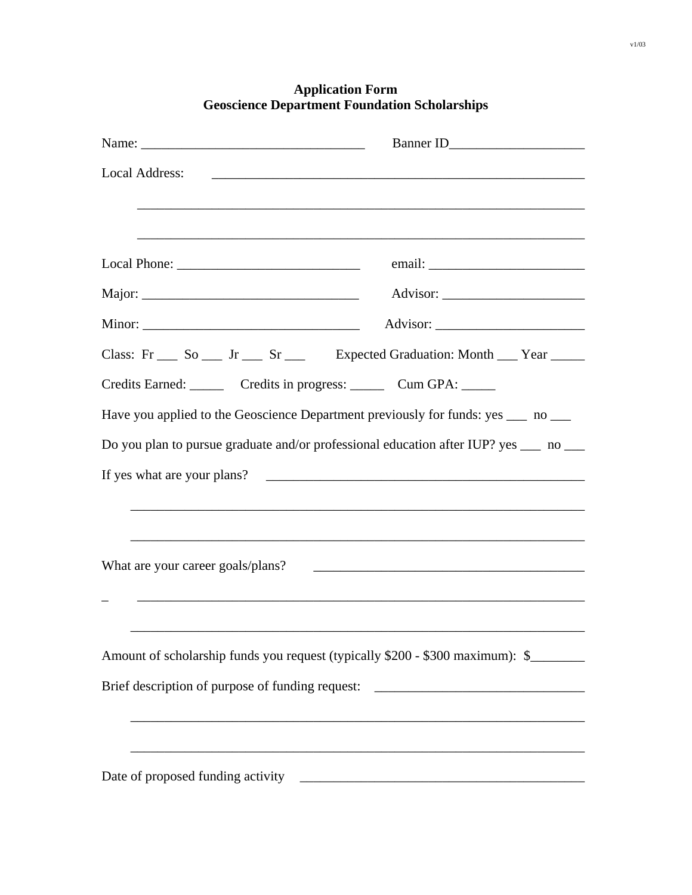# Application Form
# Geoscience Department Foundation Scholarships

Name: ________________________________ Banner ID____________________

Local Address: ________________________________________________________

________________________________________________________________

________________________________________________________________

Local Phone: __________________________ email: ______________________

Major: ________________________________ Advisor: ____________________

Minor: ________________________________ Advisor: ______________________

Class: Fr ___ So ___ Jr ___ Sr ___ Expected Graduation: Month ___ Year _____

Credits Earned: _____ Credits in progress: _____ Cum GPA: _____

Have you applied to the Geoscience Department previously for funds: yes ___ no ___

Do you plan to pursue graduate and/or professional education after IUP? yes ___ no ___

If yes what are your plans? _______________________________________________

________________________________________________________________

________________________________________________________________

What are your career goals/plans? ________________________________________

_ ________________________________________________________________

________________________________________________________________

Amount of scholarship funds you request (typically $200 - $300 maximum): $________

Brief description of purpose of funding request: ______________________________

________________________________________________________________

________________________________________________________________

Date of proposed funding activity ___________________________________________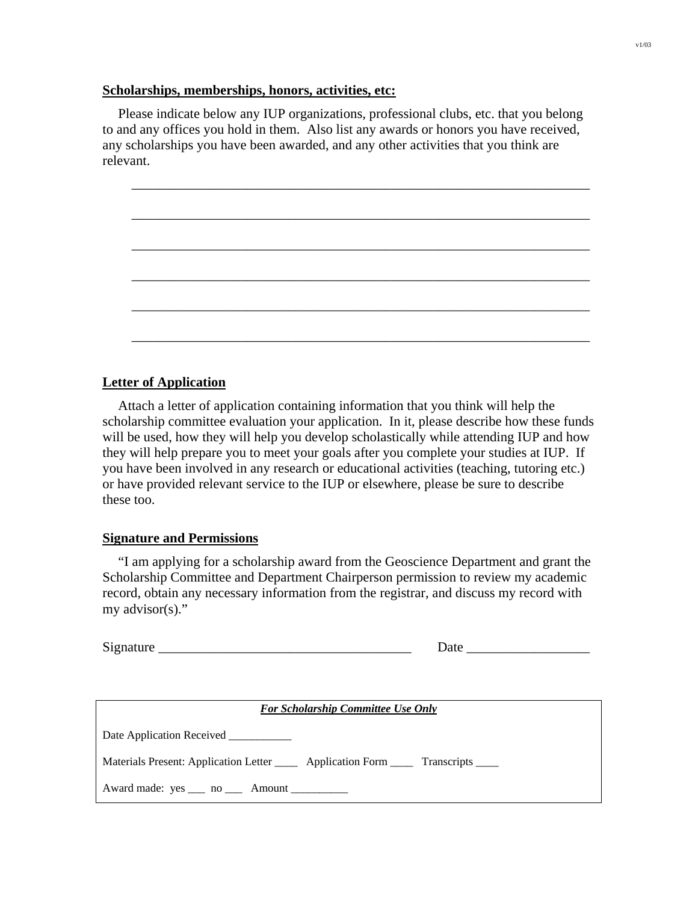**Scholarships, memberships, honors, activities, etc:**

Please indicate below any IUP organizations, professional clubs, etc. that you belong to and any offices you hold in them. Also list any awards or honors you have received, any scholarships you have been awarded, and any other activities that you think are relevant.

_______________________________________________________________________

_______________________________________________________________________

_______________________________________________________________________

_______________________________________________________________________

_______________________________________________________________________

_______________________________________________________________________

**Letter of Application**

Attach a letter of application containing information that you think will help the scholarship committee evaluation your application. In it, please describe how these funds will be used, how they will help you develop scholastically while attending IUP and how they will help prepare you to meet your goals after you complete your studies at IUP. If you have been involved in any research or educational activities (teaching, tutoring etc.) or have provided relevant service to the IUP or elsewhere, please be sure to describe these too.

**Signature and Permissions**

"I am applying for a scholarship award from the Geoscience Department and grant the Scholarship Committee and Department Chairperson permission to review my academic record, obtain any necessary information from the registrar, and discuss my record with my advisor(s)."

Signature _____________________________________ Date _________________

***For Scholarship Committee Use Only***

Date Application Received ___________

Materials Present: Application Letter ____ Application Form ____ Transcripts ____

Award made: yes ___ no ___ Amount __________